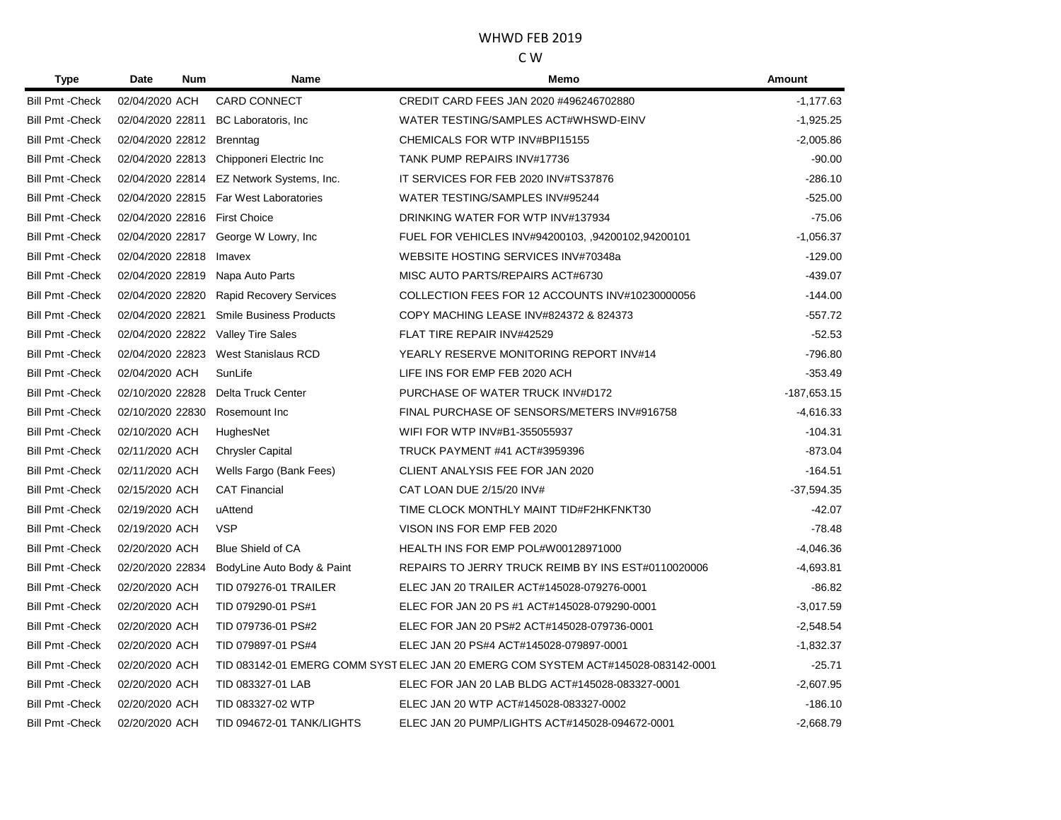WHWD FEB 2019

C W

| Type | Date | Num | Name | Memo | Amount |
|---|---|---|---|---|---|
| Bill Pmt -Check | 02/04/2020 | ACH | CARD CONNECT | CREDIT CARD FEES JAN 2020 #496246702880 | -1,177.63 |
| Bill Pmt -Check | 02/04/2020 | 22811 | BC Laboratoris, Inc | WATER TESTING/SAMPLES ACT#WHSWD-EINV | -1,925.25 |
| Bill Pmt -Check | 02/04/2020 | 22812 | Brenntag | CHEMICALS FOR WTP INV#BPI15155 | -2,005.86 |
| Bill Pmt -Check | 02/04/2020 | 22813 | Chipponeri Electric Inc | TANK PUMP REPAIRS INV#17736 | -90.00 |
| Bill Pmt -Check | 02/04/2020 | 22814 | EZ Network Systems, Inc. | IT SERVICES FOR FEB 2020 INV#TS37876 | -286.10 |
| Bill Pmt -Check | 02/04/2020 | 22815 | Far West Laboratories | WATER TESTING/SAMPLES INV#95244 | -525.00 |
| Bill Pmt -Check | 02/04/2020 | 22816 | First Choice | DRINKING WATER FOR WTP INV#137934 | -75.06 |
| Bill Pmt -Check | 02/04/2020 | 22817 | George W Lowry, Inc | FUEL FOR VEHICLES INV#94200103, ,94200102,94200101 | -1,056.37 |
| Bill Pmt -Check | 02/04/2020 | 22818 | Imavex | WEBSITE HOSTING SERVICES INV#70348a | -129.00 |
| Bill Pmt -Check | 02/04/2020 | 22819 | Napa Auto Parts | MISC AUTO PARTS/REPAIRS ACT#6730 | -439.07 |
| Bill Pmt -Check | 02/04/2020 | 22820 | Rapid Recovery Services | COLLECTION FEES FOR 12 ACCOUNTS INV#10230000056 | -144.00 |
| Bill Pmt -Check | 02/04/2020 | 22821 | Smile Business Products | COPY MACHING LEASE INV#824372 & 824373 | -557.72 |
| Bill Pmt -Check | 02/04/2020 | 22822 | Valley Tire Sales | FLAT TIRE REPAIR INV#42529 | -52.53 |
| Bill Pmt -Check | 02/04/2020 | 22823 | West Stanislaus RCD | YEARLY RESERVE MONITORING REPORT INV#14 | -796.80 |
| Bill Pmt -Check | 02/04/2020 | ACH | SunLife | LIFE INS FOR EMP FEB 2020 ACH | -353.49 |
| Bill Pmt -Check | 02/10/2020 | 22828 | Delta Truck Center | PURCHASE OF WATER TRUCK INV#D172 | -187,653.15 |
| Bill Pmt -Check | 02/10/2020 | 22830 | Rosemount Inc | FINAL PURCHASE OF SENSORS/METERS INV#916758 | -4,616.33 |
| Bill Pmt -Check | 02/10/2020 | ACH | HughesNet | WIFI FOR WTP INV#B1-355055937 | -104.31 |
| Bill Pmt -Check | 02/11/2020 | ACH | Chrysler Capital | TRUCK PAYMENT #41 ACT#3959396 | -873.04 |
| Bill Pmt -Check | 02/11/2020 | ACH | Wells Fargo (Bank Fees) | CLIENT ANALYSIS FEE FOR JAN 2020 | -164.51 |
| Bill Pmt -Check | 02/15/2020 | ACH | CAT Financial | CAT LOAN DUE 2/15/20 INV# | -37,594.35 |
| Bill Pmt -Check | 02/19/2020 | ACH | uAttend | TIME CLOCK MONTHLY MAINT TID#F2HKFNKT30 | -42.07 |
| Bill Pmt -Check | 02/19/2020 | ACH | VSP | VISON INS FOR EMP FEB 2020 | -78.48 |
| Bill Pmt -Check | 02/20/2020 | ACH | Blue Shield of CA | HEALTH INS FOR EMP POL#W00128971000 | -4,046.36 |
| Bill Pmt -Check | 02/20/2020 | 22834 | BodyLine Auto Body & Paint | REPAIRS TO JERRY TRUCK REIMB BY INS EST#0110020006 | -4,693.81 |
| Bill Pmt -Check | 02/20/2020 | ACH | TID 079276-01 TRAILER | ELEC JAN 20 TRAILER ACT#145028-079276-0001 | -86.82 |
| Bill Pmt -Check | 02/20/2020 | ACH | TID 079290-01 PS#1 | ELEC FOR JAN 20 PS #1 ACT#145028-079290-0001 | -3,017.59 |
| Bill Pmt -Check | 02/20/2020 | ACH | TID 079736-01 PS#2 | ELEC FOR JAN 20 PS#2 ACT#145028-079736-0001 | -2,548.54 |
| Bill Pmt -Check | 02/20/2020 | ACH | TID 079897-01 PS#4 | ELEC JAN 20 PS#4 ACT#145028-079897-0001 | -1,832.37 |
| Bill Pmt -Check | 02/20/2020 | ACH | TID 083142-01 EMERG COMM SYST | ELEC JAN 20 EMERG COM SYSTEM ACT#145028-083142-0001 | -25.71 |
| Bill Pmt -Check | 02/20/2020 | ACH | TID 083327-01 LAB | ELEC FOR JAN 20 LAB BLDG ACT#145028-083327-0001 | -2,607.95 |
| Bill Pmt -Check | 02/20/2020 | ACH | TID 083327-02 WTP | ELEC JAN 20 WTP ACT#145028-083327-0002 | -186.10 |
| Bill Pmt -Check | 02/20/2020 | ACH | TID 094672-01 TANK/LIGHTS | ELEC JAN 20 PUMP/LIGHTS ACT#145028-094672-0001 | -2,668.79 |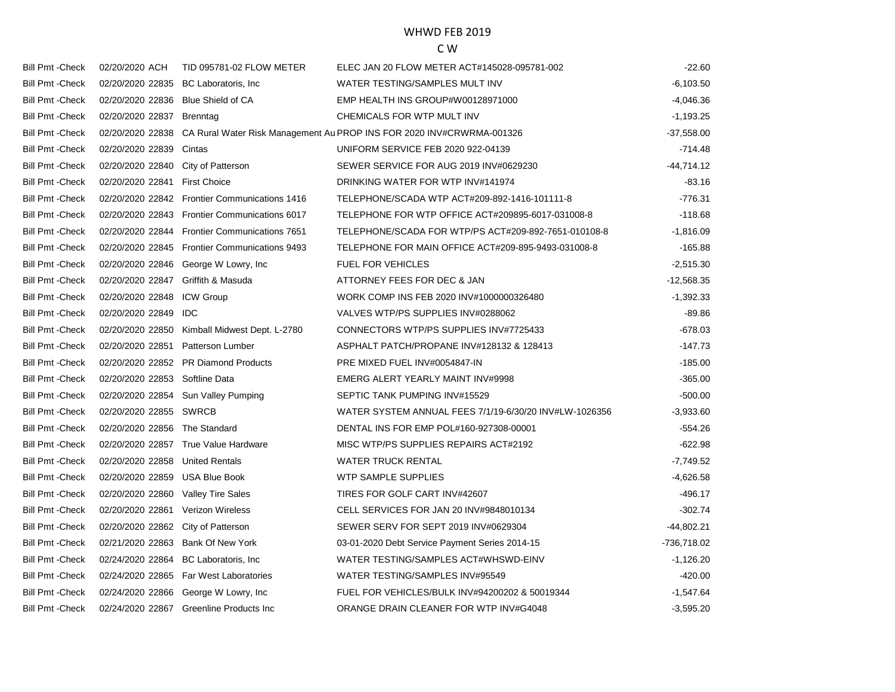# WHWD FEB 2019

## C W

| | | | | | |
|---|---|---|---|---|---|
| Bill Pmt -Check | 02/20/2020 | ACH | TID 095781-02 FLOW METER | ELEC JAN 20 FLOW METER ACT#145028-095781-002 | -22.60 |
| Bill Pmt -Check | 02/20/2020 | 22835 | BC Laboratoris, Inc | WATER TESTING/SAMPLES MULT INV | -6,103.50 |
| Bill Pmt -Check | 02/20/2020 | 22836 | Blue Shield of CA | EMP HEALTH INS GROUP#W00128971000 | -4,046.36 |
| Bill Pmt -Check | 02/20/2020 | 22837 | Brenntag | CHEMICALS FOR WTP MULT INV | -1,193.25 |
| Bill Pmt -Check | 02/20/2020 | 22838 | CA Rural Water Risk Management Au | PROP INS FOR 2020 INV#CRWRMA-001326 | -37,558.00 |
| Bill Pmt -Check | 02/20/2020 | 22839 | Cintas | UNIFORM SERVICE FEB 2020 922-04139 | -714.48 |
| Bill Pmt -Check | 02/20/2020 | 22840 | City of Patterson | SEWER SERVICE FOR AUG 2019 INV#0629230 | -44,714.12 |
| Bill Pmt -Check | 02/20/2020 | 22841 | First Choice | DRINKING WATER FOR WTP INV#141974 | -83.16 |
| Bill Pmt -Check | 02/20/2020 | 22842 | Frontier Communications 1416 | TELEPHONE/SCADA WTP ACT#209-892-1416-101111-8 | -776.31 |
| Bill Pmt -Check | 02/20/2020 | 22843 | Frontier Communications 6017 | TELEPHONE FOR WTP OFFICE ACT#209895-6017-031008-8 | -118.68 |
| Bill Pmt -Check | 02/20/2020 | 22844 | Frontier Communications 7651 | TELEPHONE/SCADA FOR WTP/PS ACT#209-892-7651-010108-8 | -1,816.09 |
| Bill Pmt -Check | 02/20/2020 | 22845 | Frontier Communications 9493 | TELEPHONE FOR MAIN OFFICE ACT#209-895-9493-031008-8 | -165.88 |
| Bill Pmt -Check | 02/20/2020 | 22846 | George W Lowry, Inc | FUEL FOR VEHICLES | -2,515.30 |
| Bill Pmt -Check | 02/20/2020 | 22847 | Griffith & Masuda | ATTORNEY FEES FOR DEC & JAN | -12,568.35 |
| Bill Pmt -Check | 02/20/2020 | 22848 | ICW Group | WORK COMP INS FEB 2020 INV#1000000326480 | -1,392.33 |
| Bill Pmt -Check | 02/20/2020 | 22849 | IDC | VALVES WTP/PS SUPPLIES INV#0288062 | -89.86 |
| Bill Pmt -Check | 02/20/2020 | 22850 | Kimball Midwest Dept. L-2780 | CONNECTORS WTP/PS SUPPLIES INV#7725433 | -678.03 |
| Bill Pmt -Check | 02/20/2020 | 22851 | Patterson Lumber | ASPHALT PATCH/PROPANE INV#128132 & 128413 | -147.73 |
| Bill Pmt -Check | 02/20/2020 | 22852 | PR Diamond Products | PRE MIXED FUEL INV#0054847-IN | -185.00 |
| Bill Pmt -Check | 02/20/2020 | 22853 | Softline Data | EMERG ALERT YEARLY MAINT INV#9998 | -365.00 |
| Bill Pmt -Check | 02/20/2020 | 22854 | Sun Valley Pumping | SEPTIC TANK PUMPING INV#15529 | -500.00 |
| Bill Pmt -Check | 02/20/2020 | 22855 | SWRCB | WATER SYSTEM ANNUAL FEES 7/1/19-6/30/20 INV#LW-1026356 | -3,933.60 |
| Bill Pmt -Check | 02/20/2020 | 22856 | The Standard | DENTAL INS FOR EMP POL#160-927308-00001 | -554.26 |
| Bill Pmt -Check | 02/20/2020 | 22857 | True Value Hardware | MISC WTP/PS SUPPLIES REPAIRS ACT#2192 | -622.98 |
| Bill Pmt -Check | 02/20/2020 | 22858 | United Rentals | WATER TRUCK RENTAL | -7,749.52 |
| Bill Pmt -Check | 02/20/2020 | 22859 | USA Blue Book | WTP SAMPLE SUPPLIES | -4,626.58 |
| Bill Pmt -Check | 02/20/2020 | 22860 | Valley Tire Sales | TIRES FOR GOLF CART INV#42607 | -496.17 |
| Bill Pmt -Check | 02/20/2020 | 22861 | Verizon Wireless | CELL SERVICES FOR JAN 20 INV#9848010134 | -302.74 |
| Bill Pmt -Check | 02/20/2020 | 22862 | City of Patterson | SEWER SERV FOR SEPT 2019 INV#0629304 | -44,802.21 |
| Bill Pmt -Check | 02/21/2020 | 22863 | Bank Of New York | 03-01-2020 Debt Service Payment Series 2014-15 | -736,718.02 |
| Bill Pmt -Check | 02/24/2020 | 22864 | BC Laboratoris, Inc | WATER TESTING/SAMPLES ACT#WHSWD-EINV | -1,126.20 |
| Bill Pmt -Check | 02/24/2020 | 22865 | Far West Laboratories | WATER TESTING/SAMPLES INV#95549 | -420.00 |
| Bill Pmt -Check | 02/24/2020 | 22866 | George W Lowry, Inc | FUEL FOR VEHICLES/BULK INV#94200202 & 50019344 | -1,547.64 |
| Bill Pmt -Check | 02/24/2020 | 22867 | Greenline Products Inc | ORANGE DRAIN CLEANER FOR WTP INV#G4048 | -3,595.20 |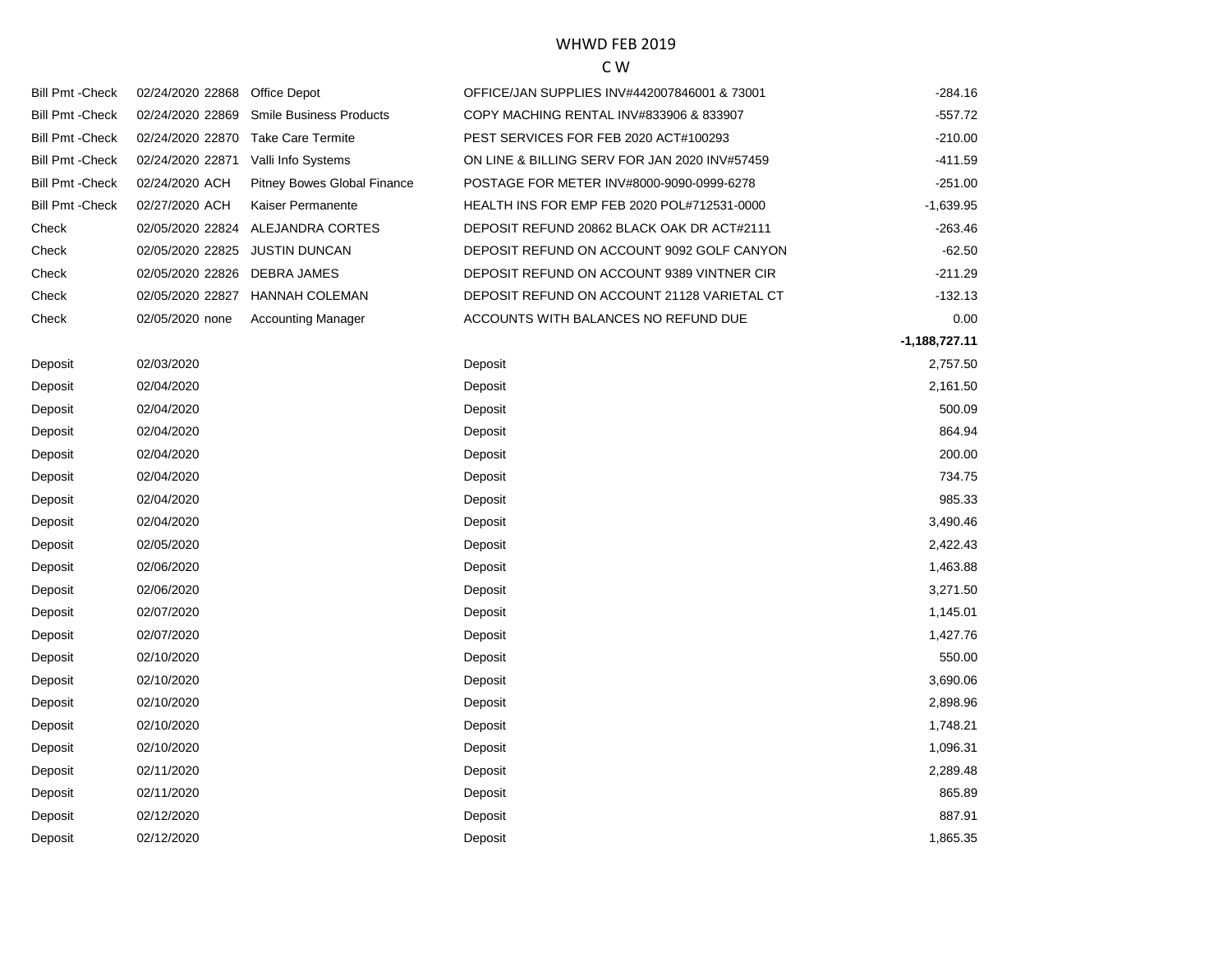WHWD FEB 2019

C W

| | | | | | |
|---|---|---|---|---|---|
| Bill Pmt -Check | 02/24/2020 | 22868 | Office Depot | OFFICE/JAN SUPPLIES INV#442007846001 & 73001 | -284.16 |
| Bill Pmt -Check | 02/24/2020 | 22869 | Smile Business Products | COPY MACHING RENTAL INV#833906 & 833907 | -557.72 |
| Bill Pmt -Check | 02/24/2020 | 22870 | Take Care Termite | PEST SERVICES FOR FEB 2020 ACT#100293 | -210.00 |
| Bill Pmt -Check | 02/24/2020 | 22871 | Valli Info Systems | ON LINE & BILLING SERV FOR JAN 2020 INV#57459 | -411.59 |
| Bill Pmt -Check | 02/24/2020 | ACH | Pitney Bowes Global Finance | POSTAGE FOR METER INV#8000-9090-0999-6278 | -251.00 |
| Bill Pmt -Check | 02/27/2020 | ACH | Kaiser Permanente | HEALTH INS FOR EMP FEB 2020 POL#712531-0000 | -1,639.95 |
| Check | 02/05/2020 | 22824 | ALEJANDRA CORTES | DEPOSIT REFUND 20862 BLACK OAK DR ACT#2111 | -263.46 |
| Check | 02/05/2020 | 22825 | JUSTIN DUNCAN | DEPOSIT REFUND ON ACCOUNT 9092 GOLF CANYON | -62.50 |
| Check | 02/05/2020 | 22826 | DEBRA JAMES | DEPOSIT REFUND ON ACCOUNT 9389 VINTNER CIR | -211.29 |
| Check | 02/05/2020 | 22827 | HANNAH COLEMAN | DEPOSIT REFUND ON ACCOUNT 21128 VARIETAL CT | -132.13 |
| Check | 02/05/2020 | none | Accounting Manager | ACCOUNTS WITH BALANCES NO REFUND DUE | 0.00 |
| | | | | | **-1,188,727.11** |
| Deposit | 02/03/2020 | | | Deposit | 2,757.50 |
| Deposit | 02/04/2020 | | | Deposit | 2,161.50 |
| Deposit | 02/04/2020 | | | Deposit | 500.09 |
| Deposit | 02/04/2020 | | | Deposit | 864.94 |
| Deposit | 02/04/2020 | | | Deposit | 200.00 |
| Deposit | 02/04/2020 | | | Deposit | 734.75 |
| Deposit | 02/04/2020 | | | Deposit | 985.33 |
| Deposit | 02/04/2020 | | | Deposit | 3,490.46 |
| Deposit | 02/05/2020 | | | Deposit | 2,422.43 |
| Deposit | 02/06/2020 | | | Deposit | 1,463.88 |
| Deposit | 02/06/2020 | | | Deposit | 3,271.50 |
| Deposit | 02/07/2020 | | | Deposit | 1,145.01 |
| Deposit | 02/07/2020 | | | Deposit | 1,427.76 |
| Deposit | 02/10/2020 | | | Deposit | 550.00 |
| Deposit | 02/10/2020 | | | Deposit | 3,690.06 |
| Deposit | 02/10/2020 | | | Deposit | 2,898.96 |
| Deposit | 02/10/2020 | | | Deposit | 1,748.21 |
| Deposit | 02/10/2020 | | | Deposit | 1,096.31 |
| Deposit | 02/11/2020 | | | Deposit | 2,289.48 |
| Deposit | 02/11/2020 | | | Deposit | 865.89 |
| Deposit | 02/12/2020 | | | Deposit | 887.91 |
| Deposit | 02/12/2020 | | | Deposit | 1,865.35 |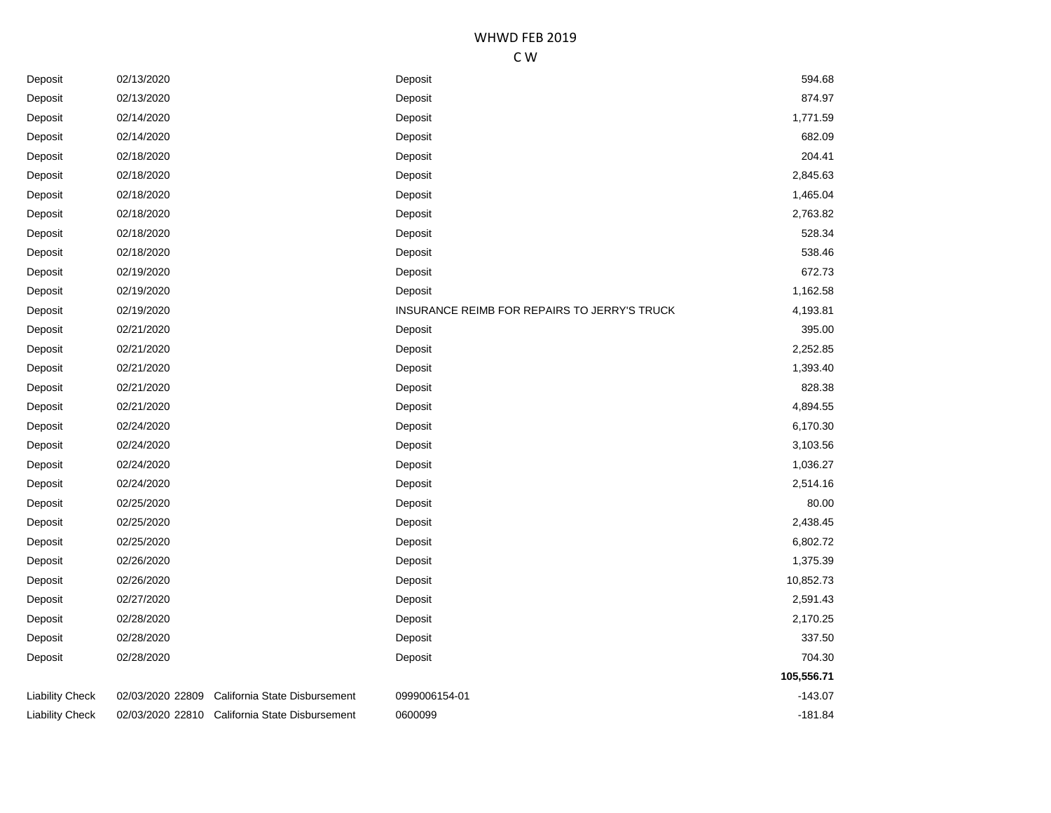WHWD FEB 2019

C W

| Type | Date | Num | Name | Memo | Amount |
|---|---|---|---|---|---|
| Deposit | 02/13/2020 | | | Deposit | 594.68 |
| Deposit | 02/13/2020 | | | Deposit | 874.97 |
| Deposit | 02/14/2020 | | | Deposit | 1,771.59 |
| Deposit | 02/14/2020 | | | Deposit | 682.09 |
| Deposit | 02/18/2020 | | | Deposit | 204.41 |
| Deposit | 02/18/2020 | | | Deposit | 2,845.63 |
| Deposit | 02/18/2020 | | | Deposit | 1,465.04 |
| Deposit | 02/18/2020 | | | Deposit | 2,763.82 |
| Deposit | 02/18/2020 | | | Deposit | 528.34 |
| Deposit | 02/18/2020 | | | Deposit | 538.46 |
| Deposit | 02/19/2020 | | | Deposit | 672.73 |
| Deposit | 02/19/2020 | | | Deposit | 1,162.58 |
| Deposit | 02/19/2020 | | | INSURANCE REIMB FOR REPAIRS TO JERRY'S TRUCK | 4,193.81 |
| Deposit | 02/21/2020 | | | Deposit | 395.00 |
| Deposit | 02/21/2020 | | | Deposit | 2,252.85 |
| Deposit | 02/21/2020 | | | Deposit | 1,393.40 |
| Deposit | 02/21/2020 | | | Deposit | 828.38 |
| Deposit | 02/21/2020 | | | Deposit | 4,894.55 |
| Deposit | 02/24/2020 | | | Deposit | 6,170.30 |
| Deposit | 02/24/2020 | | | Deposit | 3,103.56 |
| Deposit | 02/24/2020 | | | Deposit | 1,036.27 |
| Deposit | 02/24/2020 | | | Deposit | 2,514.16 |
| Deposit | 02/25/2020 | | | Deposit | 80.00 |
| Deposit | 02/25/2020 | | | Deposit | 2,438.45 |
| Deposit | 02/25/2020 | | | Deposit | 6,802.72 |
| Deposit | 02/26/2020 | | | Deposit | 1,375.39 |
| Deposit | 02/26/2020 | | | Deposit | 10,852.73 |
| Deposit | 02/27/2020 | | | Deposit | 2,591.43 |
| Deposit | 02/28/2020 | | | Deposit | 2,170.25 |
| Deposit | 02/28/2020 | | | Deposit | 337.50 |
| Deposit | 02/28/2020 | | | Deposit | 704.30 |
| | | | | | **105,556.71** |
| Liability Check | 02/03/2020 | 22809 | California State Disbursement | 0999006154-01 | -143.07 |
| Liability Check | 02/03/2020 | 22810 | California State Disbursement | 0600099 | -181.84 |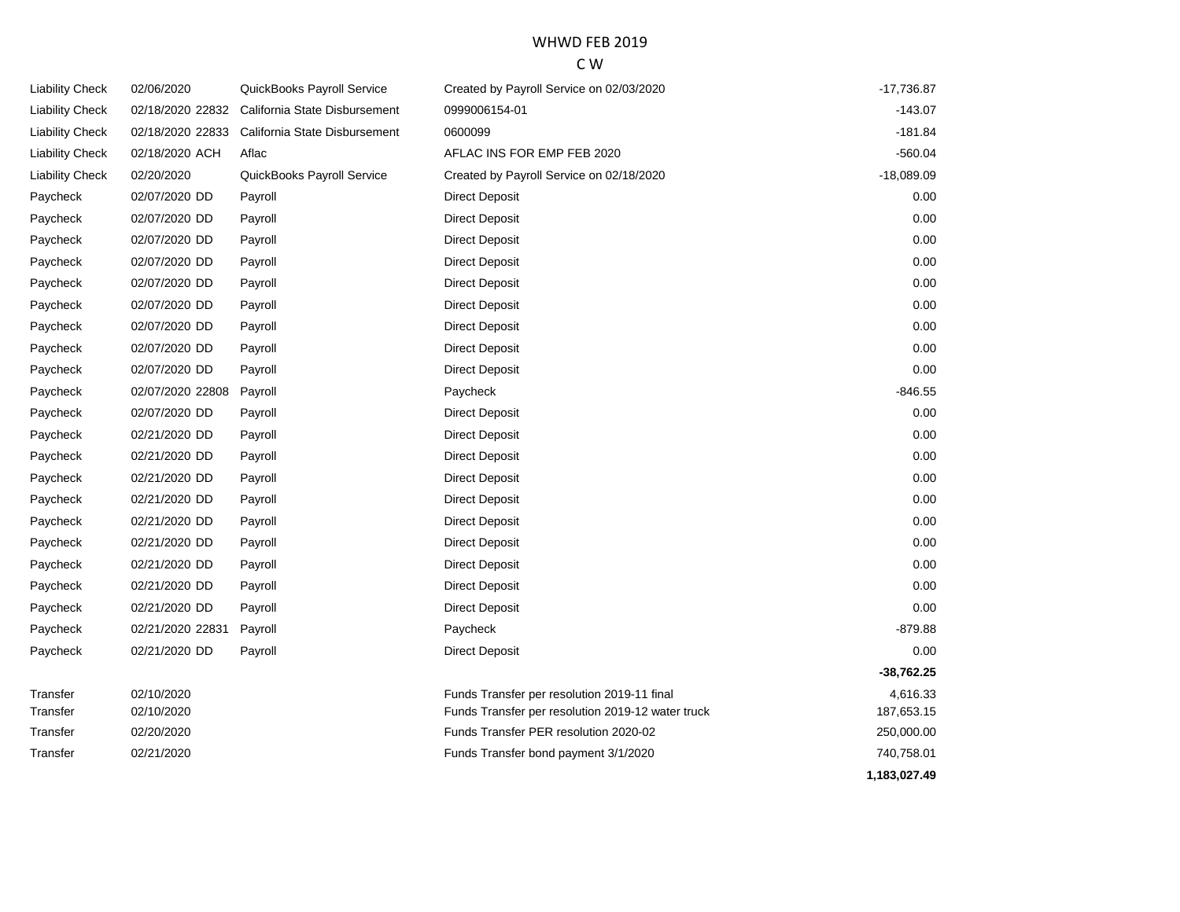# WHWD FEB 2019

## C W

| Type | Date | Num | Name | Memo | Amount |
|---|---|---|---|---|---|
| Liability Check | 02/06/2020 | | QuickBooks Payroll Service | Created by Payroll Service on 02/03/2020 | -17,736.87 |
| Liability Check | 02/18/2020 | 22832 | California State Disbursement | 0999006154-01 | -143.07 |
| Liability Check | 02/18/2020 | 22833 | California State Disbursement | 0600099 | -181.84 |
| Liability Check | 02/18/2020 | ACH | Aflac | AFLAC INS FOR EMP FEB 2020 | -560.04 |
| Liability Check | 02/20/2020 | | QuickBooks Payroll Service | Created by Payroll Service on 02/18/2020 | -18,089.09 |
| Paycheck | 02/07/2020 | DD | Payroll | Direct Deposit | 0.00 |
| Paycheck | 02/07/2020 | DD | Payroll | Direct Deposit | 0.00 |
| Paycheck | 02/07/2020 | DD | Payroll | Direct Deposit | 0.00 |
| Paycheck | 02/07/2020 | DD | Payroll | Direct Deposit | 0.00 |
| Paycheck | 02/07/2020 | DD | Payroll | Direct Deposit | 0.00 |
| Paycheck | 02/07/2020 | DD | Payroll | Direct Deposit | 0.00 |
| Paycheck | 02/07/2020 | DD | Payroll | Direct Deposit | 0.00 |
| Paycheck | 02/07/2020 | DD | Payroll | Direct Deposit | 0.00 |
| Paycheck | 02/07/2020 | DD | Payroll | Direct Deposit | 0.00 |
| Paycheck | 02/07/2020 | 22808 | Payroll | Paycheck | -846.55 |
| Paycheck | 02/07/2020 | DD | Payroll | Direct Deposit | 0.00 |
| Paycheck | 02/21/2020 | DD | Payroll | Direct Deposit | 0.00 |
| Paycheck | 02/21/2020 | DD | Payroll | Direct Deposit | 0.00 |
| Paycheck | 02/21/2020 | DD | Payroll | Direct Deposit | 0.00 |
| Paycheck | 02/21/2020 | DD | Payroll | Direct Deposit | 0.00 |
| Paycheck | 02/21/2020 | DD | Payroll | Direct Deposit | 0.00 |
| Paycheck | 02/21/2020 | DD | Payroll | Direct Deposit | 0.00 |
| Paycheck | 02/21/2020 | DD | Payroll | Direct Deposit | 0.00 |
| Paycheck | 02/21/2020 | DD | Payroll | Direct Deposit | 0.00 |
| Paycheck | 02/21/2020 | DD | Payroll | Direct Deposit | 0.00 |
| Paycheck | 02/21/2020 | 22831 | Payroll | Paycheck | -879.88 |
| Paycheck | 02/21/2020 | DD | Payroll | Direct Deposit | 0.00 |
| | | | | | **-38,762.25** |
| Transfer | 02/10/2020 | | | Funds Transfer per resolution 2019-11 final | 4,616.33 |
| Transfer | 02/10/2020 | | | Funds Transfer per resolution 2019-12 water truck | 187,653.15 |
| Transfer | 02/20/2020 | | | Funds Transfer PER resolution 2020-02 | 250,000.00 |
| Transfer | 02/21/2020 | | | Funds Transfer bond payment 3/1/2020 | 740,758.01 |
| | | | | | **1,183,027.49** |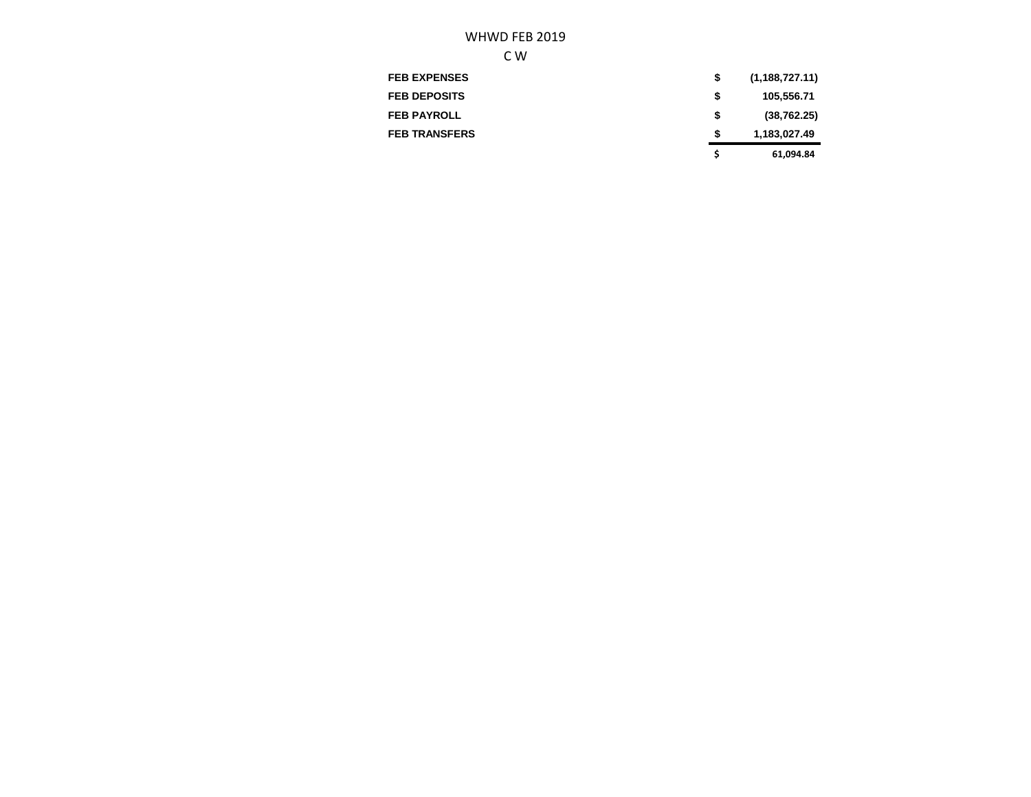WHWD FEB 2019

C W

| | | |
|---|---|---|
| **FEB EXPENSES** | **$** | **(1,188,727.11)** |
| **FEB DEPOSITS** | **$** | **105,556.71** |
| **FEB PAYROLL** | **$** | **(38,762.25)** |
| **FEB TRANSFERS** | **$** | **1,183,027.49** |
| | **$** | **61,094.84** |